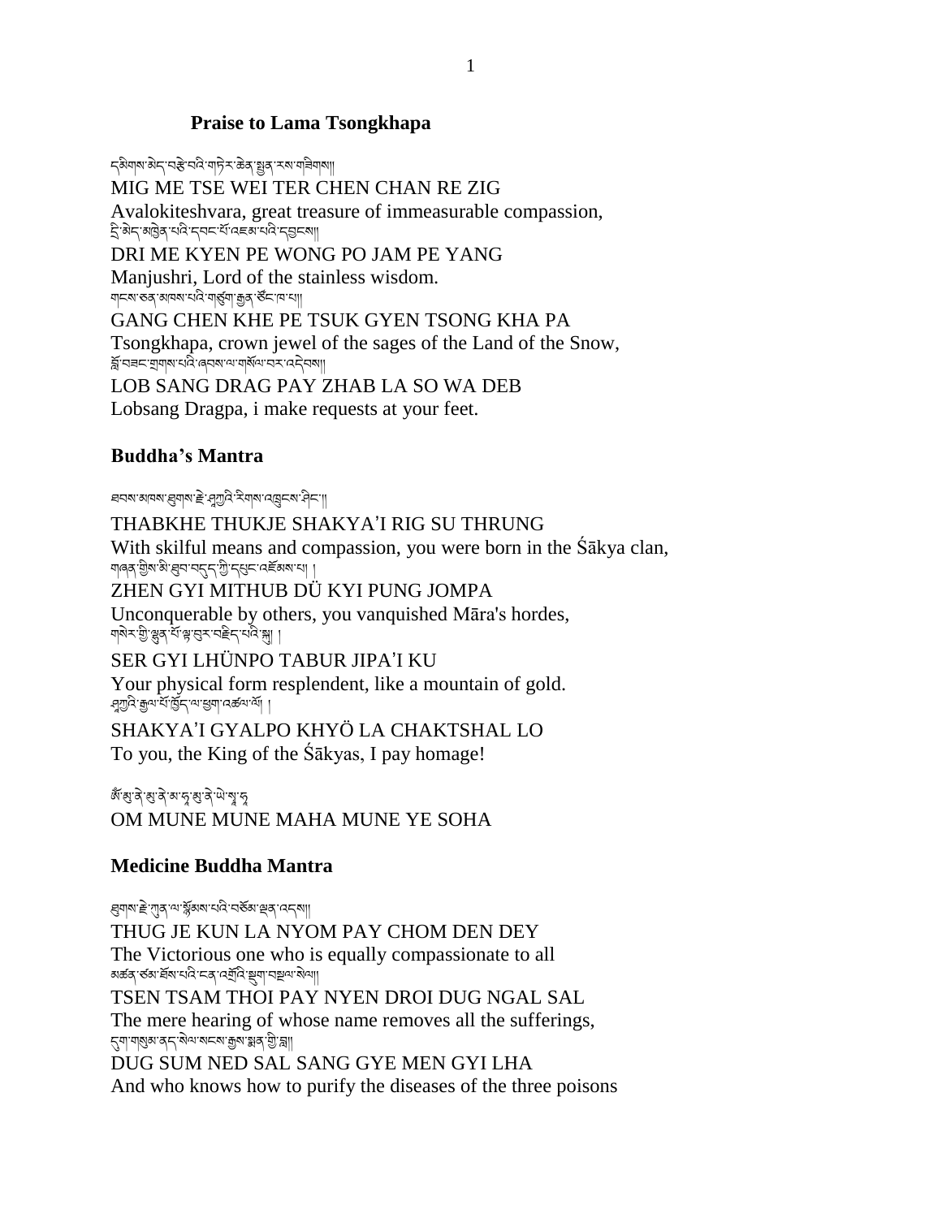## Praise to Lama Tsongkhapa

དམིགས་མེད་བརྩེ་བའི་གཏེར་ཆེན་སྤྱན་རས་གཟིགས།།
MIG ME TSE WEI TER CHEN CHAN RE ZIG
Avalokiteshvara, great treasure of immeasurable compassion,
དྲི་མེད་མཁྱེན་པའི་དབང་པོ་འཇམ་པའི་དབྱངས།།
DRI ME KYEN PE WONG PO JAM PE YANG
Manjushri, Lord of the stainless wisdom.
གངས་ཅན་མཁས་པའི་གཙུག་རྒྱན་ཙོང་ཁ་པ།།
GANG CHEN KHE PE TSUK GYEN TSONG KHA PA
Tsongkhapa, crown jewel of the sages of the Land of the Snow,
བློ་བཟང་གྲགས་པའི་ཞབས་ལ་གསོལ་བ་འདེབས།།
LOB SANG DRAG PAY ZHAB LA SO WA DEB
Lobsang Dragpa, i make requests at your feet.

## Buddha's Mantra

ཐབས་མཁས་ཐུགས་རྗེ་ཤཱཀྱའི་རིགས་འཁྲུངས་ཤིང་།།
THABKHE THUKJE SHAKYA'I RIG SU THRUNG
With skilful means and compassion, you were born in the Śākya clan,
གཞན་གྱིས་མི་ཐུབ་བདུད་ཀྱི་དཔུང་འཇོམས་པ། །
ZHEN GYI MITHUB DÜ KYI PUNG JOMPA
Unconquerable by others, you vanquished Māra's hordes,
གསེར་གྱི་ལྷུན་པོ་ལྟ་བུར་བརྗིད་པའི་སྐུ། །
SER GYI LHÜNPO TABUR JIPA'I KU
Your physical form resplendent, like a mountain of gold.
ཤཱཀྱའི་རྒྱལ་པོ་ཁྱོད་ལ་ཕྱག་འཚལ་ལོ། །
SHAKYA'I GYALPO KHYÖ LA CHAKTSHAL LO
To you, the King of the Śākyas, I pay homage!

ཨོཾ་མུ་ནེ་མུ་ནེ་མ་ཧཱ་མུ་ནེ་ཡེ་སྭཱ་ཧཱ
OM MUNE MUNE MAHA MUNE YE SOHA

## Medicine Buddha Mantra

ཐུགས་རྗེ་ཀུན་ལ་སྙོམས་པའི་བཅོམ་ལྡན་འདས།།
THUG JE KUN LA NYOM PAY CHOM DEN DEY
The Victorious one who is equally compassionate to all
མཚན་ཙམ་ཐོས་པའི་ངན་འགྲོའི་སྡུག་བསྔལ་སེལ།།
TSEN TSAM THOI PAY NYEN DROI DUG NGAL SAL
The mere hearing of whose name removes all the sufferings,
དུག་གསུམ་ནད་སེལ་སངས་རྒྱས་སྨན་གྱི་ལྷ།།
DUG SUM NED SAL SANG GYE MEN GYI LHA
And who knows how to purify the diseases of the three poisons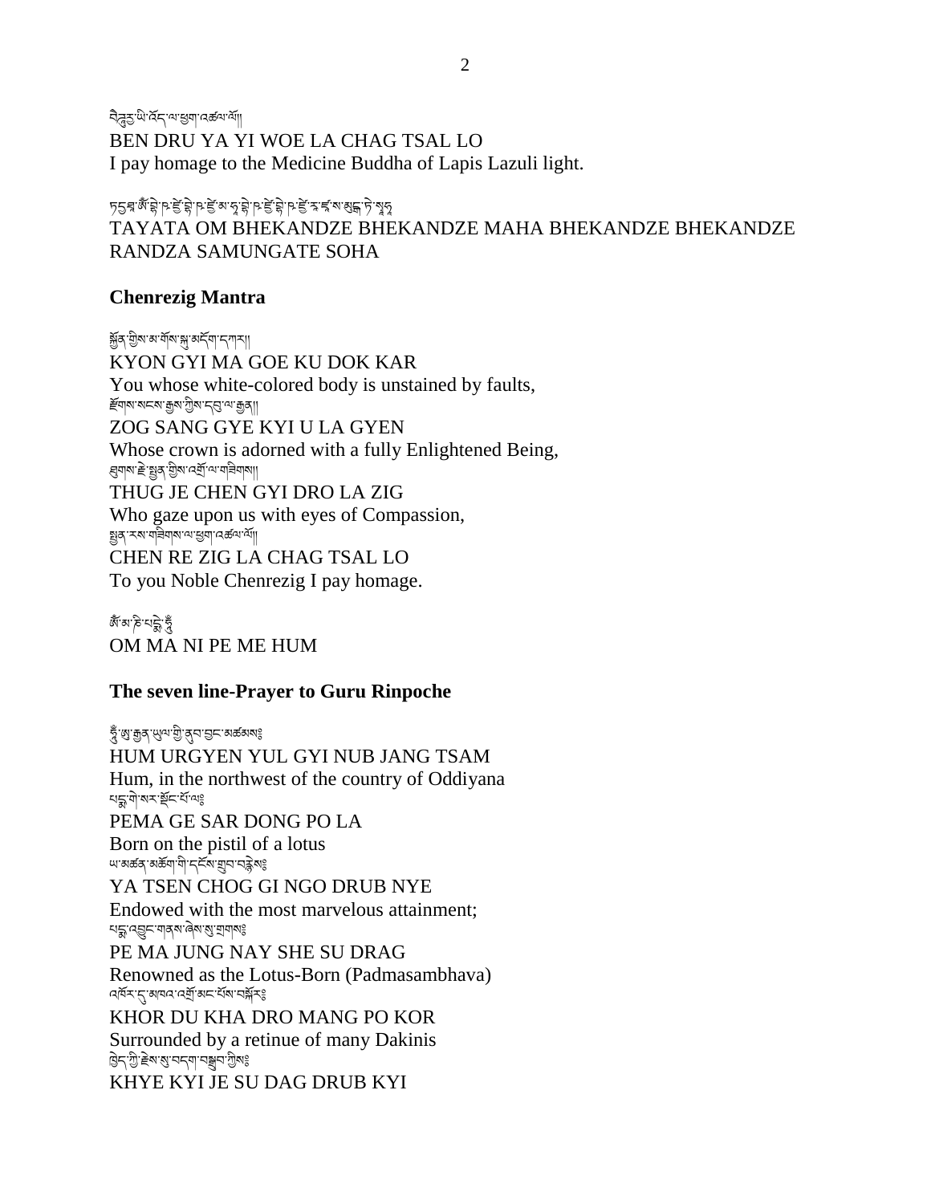བཻཌཱུརྱ་ཡི་འོད་ལ་ཕྱག་འཚལ་ལོ།།
BEN DRU YA YI WOE LA CHAG TSAL LO
I pay homage to the Medicine Buddha of Lapis Lazuli light.

ཏདྱ་ཐཱ། ཨོཾ་བྷེ་ཥ་ཛྱེ་བྷེ་ཥ་ཛྱེ་མ་ཧཱ་བྷེ་ཥ་ཛྱེ་བྷེ་ཥ་ཛྱེ་རཱ་ཛ་ས་མུངྒ་ཏེ་སྭཱ་ཧཱ
TAYATA OM BHEKANDZE BHEKANDZE MAHA BHEKANDZE BHEKANDZE RANDZA SAMUNGATE SOHA

## Chenrezig Mantra

སྐྱོན་གྱིས་མ་གོས་སྐུ་མདོག་དཀར།།
KYON GYI MA GOE KU DOK KAR
You whose white-colored body is unstained by faults,
རྫོགས་སངས་རྒྱས་ཀྱིས་དབུ་ལ་བརྒྱན།།
ZOG SANG GYE KYI U LA GYEN
Whose crown is adorned with a fully Enlightened Being,
ཐུགས་རྗེ་སྤྱན་གྱིས་འགྲོ་ལ་གཟིགས།།
THUG JE CHEN GYI DRO LA ZIG
Who gaze upon us with eyes of Compassion,
སྤྱན་རས་གཟིགས་ལ་ཕྱག་འཚལ་ལོ།།
CHEN RE ZIG LA CHAG TSAL LO
To you Noble Chenrezig I pay homage.

ཨོཾ་མ་ཎི་པདྨེ་ཧཱུྃ
OM MA NI PE ME HUM

## The seven line-Prayer to Guru Rinpoche

ཧཱུྃ་ཨུ་རྒྱན་ཡུལ་གྱི་ནུབ་བྱང་མཚམས༔
HUM URGYEN YUL GYI NUB JANG TSAM
Hum, in the northwest of the country of Oddiyana
པདྨ་གེ་སར་སྡོང་པོ་ལ༔
PEMA GE SAR DONG PO LA
Born on the pistil of a lotus
ཡ་མཚན་མཆོག་གི་དངོས་གྲུབ་བརྙེས༔
YA TSEN CHOG GI NGO DRUB NYE
Endowed with the most marvelous attainment;
པདྨ་འབྱུང་གནས་ཞེས་སུ་གྲགས༔
PE MA JUNG NAY SHE SU DRAG
Renowned as the Lotus-Born (Padmasambhava)
འཁོར་དུ་མཁའ་འགྲོ་མང་པོས་བསྐོར༔
KHOR DU KHA DRO MANG PO KOR
Surrounded by a retinue of many Dakinis
ཁྱེད་ཀྱི་རྗེས་སུ་བདག་བསྒྲུབ་ཀྱིས༔
KHYE KYI JE SU DAG DRUB KYI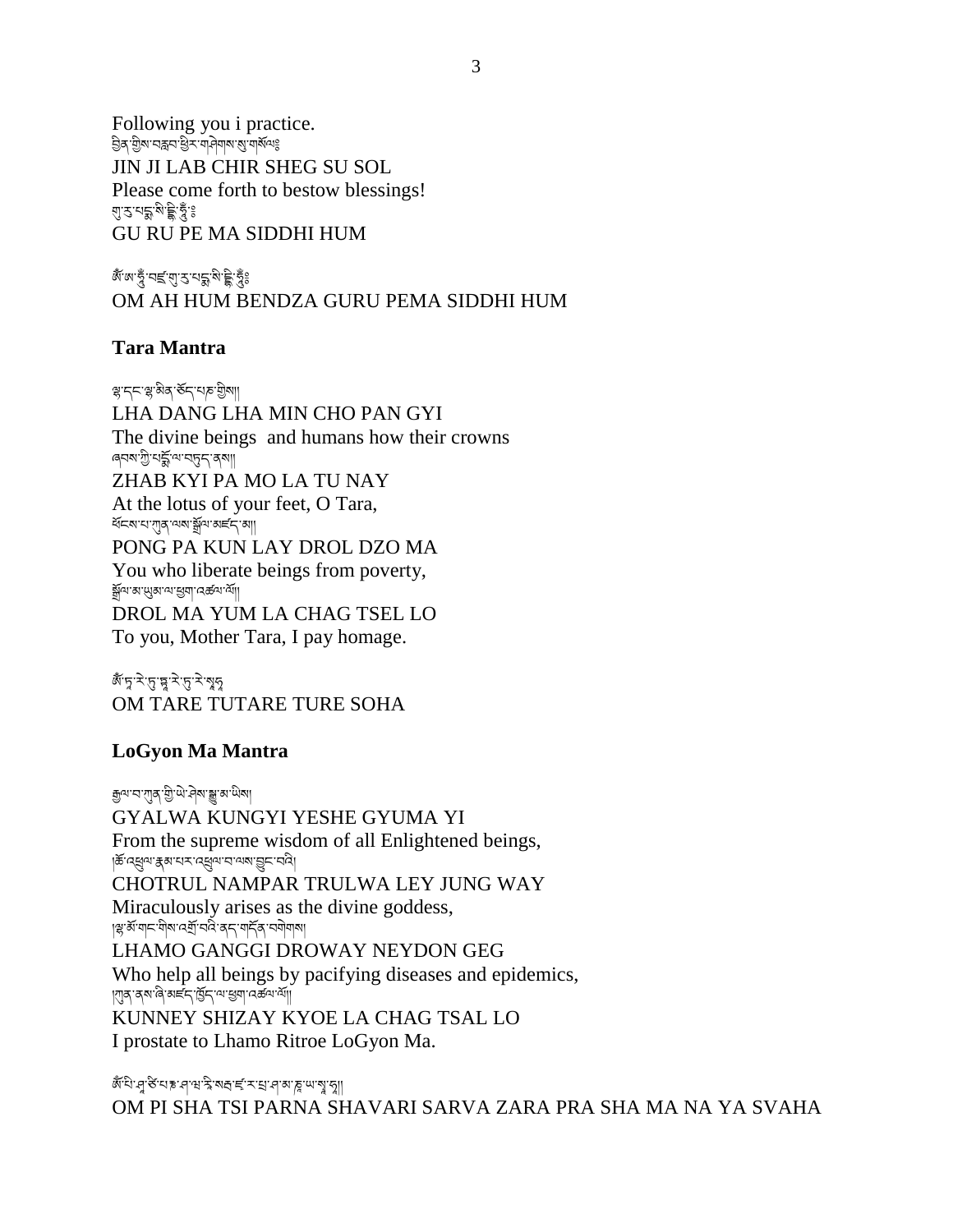Following you i practice.
བྱིན་གྱིས་བརླབ་ཕྱིར་གཤེགས་སུ་གསོལ༔
JIN JI LAB CHIR SHEG SU SOL
Please come forth to bestow blessings!
གུ་རུ་པདྨ་སི་དྡྷི་ཧཱུྃ༔
GU RU PE MA SIDDHI HUM

ཨོཾ་ཨཱཿཧཱུྃ་བཛྲ་གུ་རུ་པདྨ་སི་དྡྷི་ཧཱུྃ༔
OM AH HUM BENDZA GURU PEMA SIDDHI HUM

### Tara Mantra

ལྷ་དང་ལྷ་མིན་ཅོད་པཎ་གྱིས།།
LHA DANG LHA MIN CHO PAN GYI
The divine beings and humans how their crowns
ཞབས་ཀྱི་པདྨོ་ལ་བཏུད་ནས།།
ZHAB KYI PA MO LA TU NAY
At the lotus of your feet, O Tara,
ཕོངས་པ་ཀུན་ལས་སྒྲོལ་མཛད་མ།།
PONG PA KUN LAY DROL DZO MA
You who liberate beings from poverty,
སྒྲོལ་མ་ཡུམ་ལ་ཕྱག་འཚལ་ལོ།།
DROL MA YUM LA CHAG TSEL LO
To you, Mother Tara, I pay homage.

ཨོཾ་ཏཱ་རེ་ཏུ་ཏྟཱ་རེ་ཏུ་རེ་སྭཱ་ཧཱ
OM TARE TUTARE TURE SOHA

### LoGyon Ma Mantra

རྒྱལ་བ་ཀུན་གྱི་ཡེ་ཤེས་སྒྱུ་མ་ཡིས།
GYALWA KUNGYI YESHE GYUMA YI
From the supreme wisdom of all Enlightened beings,
།ཆོ་འཕྲུལ་རྣམ་པར་འཕྲུལ་བ་ལས་བྱུང་བའི།
CHOTRUL NAMPAR TRULWA LEY JUNG WAY
Miraculously arises as the divine goddess,
།ལྷ་མོ་གང་གིས་འགྲོ་བའི་ནད་གདོན་བགེགས།
LHAMO GANGGI DROWAY NEYDON GEG
Who help all beings by pacifying diseases and epidemics,
།ཀུན་ནས་ཞི་མཛད་ཁྱོད་ལ་ཕྱག་འཚལ་ལོ།།
KUNNEY SHIZAY KYOE LA CHAG TSAL LO
I prostate to Lhamo Ritroe LoGyon Ma.

ཨོཾ་པི་ཤ་ཙི་པརྞ་ཤ་བ་རི་སརྦ་ཛྭ་ར་པྲ་ཤ་མ་ན་ཡ་སྭཱ་ཧཱ།།
OM PI SHA TSI PARNA SHAVARI SARVA ZARA PRA SHA MA NA YA SVAHA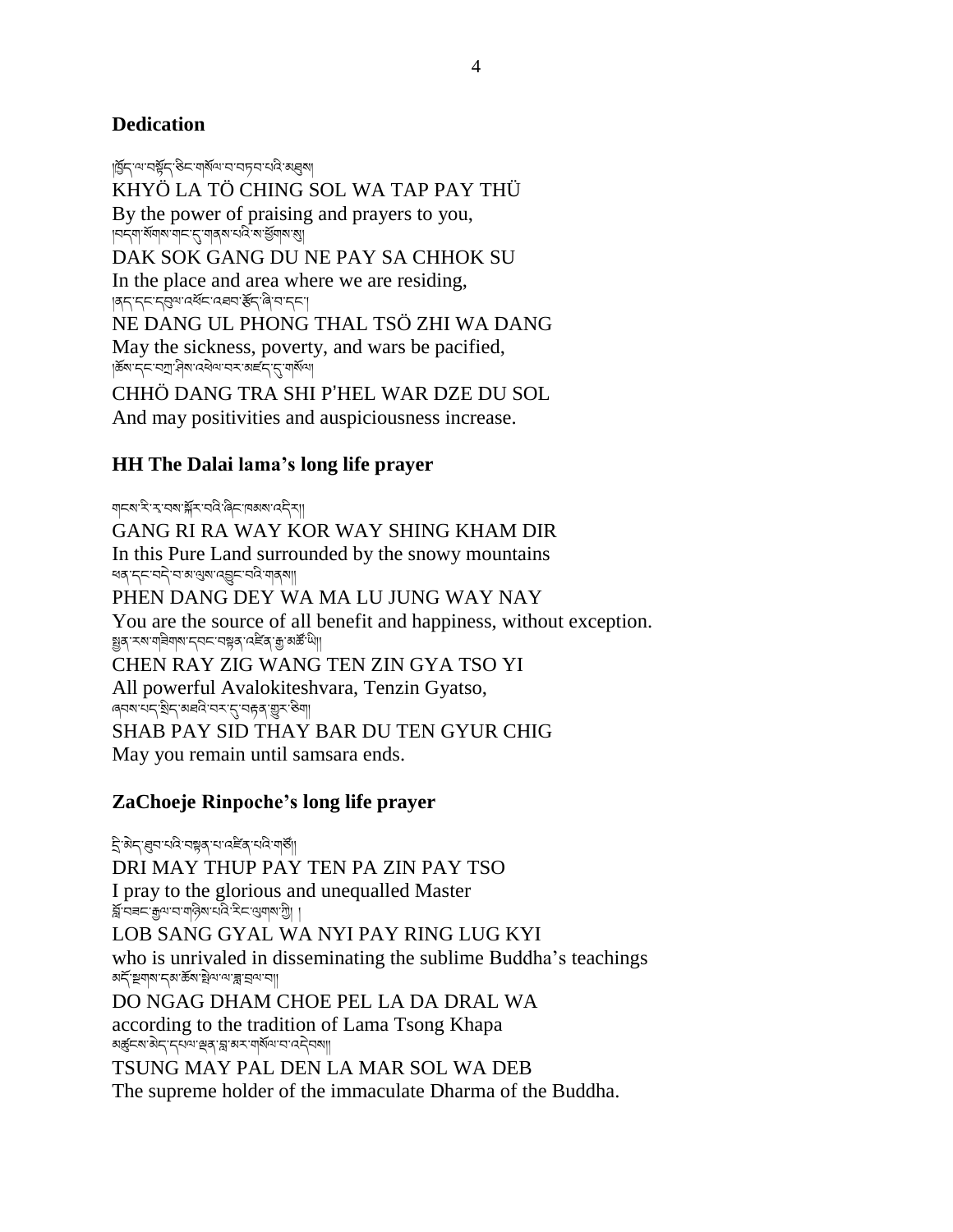## Dedication

༄། །ཁྱོད་ལ་བསྟོད་ཅིང་གསོལ་བ་བཏབ་པའི་མཐུས། །
KHYÖ LA TÖ CHING SOL WA TAP PAY THÜ
By the power of praising and prayers to you,
།བདག་སོགས་གང་དུ་གནས་པའི་ས་ཕྱོགས་སུ། །
DAK SOK GANG DU NE PAY SA CHHOK SU
In the place and area where we are residing,
།ནད་དང་དབུལ་ཕོང་འཁྲུག་རྩོད་ཞི་བ་དང་། །
NE DANG UL PHONG THAL TSÖ ZHI WA DANG
May the sickness, poverty, and wars be pacified,
།ཆོས་དང་བཀྲ་ཤིས་འཕེལ་བར་མཛད་དུ་གསོལ། །
CHHÖ DANG TRA SHI P'HEL WAR DZE DU SOL
And may positivities and auspiciousness increase.

## HH The Dalai lama's long life prayer

གངས་རི་ར་བས་བསྐོར་བའི་ཞིང་ཁམས་འདིར། །
GANG RI RA WAY KOR WAY SHING KHAM DIR
In this Pure Land surrounded by the snowy mountains
ཕན་དང་བདེ་བ་མ་ལུས་འབྱུང་བའི་གནས། །
PHEN DANG DEY WA MA LU JUNG WAY NAY
You are the source of all benefit and happiness, without exception.
སྤྱན་རས་གཟིགས་དབང་བསྟན་འཛིན་རྒྱ་མཚོ་ཡི། །
CHEN RAY ZIG WANG TEN ZIN GYA TSO YI
All powerful Avalokiteshvara, Tenzin Gyatso,
ཞབས་པད་སྲིད་མཐའི་བར་དུ་བརྟན་གྱུར་ཅིག །
SHAB PAY SID THAY BAR DU TEN GYUR CHIG
May you remain until samsara ends.

## ZaChoeje Rinpoche's long life prayer

དྲི་མེད་ཐུབ་པའི་བསྟན་པ་འཛིན་པའི་གཙོ། །
DRI MAY THUP PAY TEN PA ZIN PAY TSO
I pray to the glorious and unequalled Master
བློ་བཟང་རྒྱལ་བ་གཉིས་པའི་རིང་ལུགས་ཀྱི། །
LOB SANG GYAL WA NYI PAY RING LUG KYI
who is unrivaled in disseminating the sublime Buddha's teachings
མདོ་སྔགས་དམ་ཆོས་སྤེལ་ལ་ཟླ་བྲལ་བ། །
DO NGAG DHAM CHOE PEL LA DA DRAL WA
according to the tradition of Lama Tsong Khapa
མཚུངས་མེད་དཔལ་ལྡན་བླ་མར་གསོལ་བ་འདེབས། །
TSUNG MAY PAL DEN LA MAR SOL WA DEB
The supreme holder of the immaculate Dharma of the Buddha.